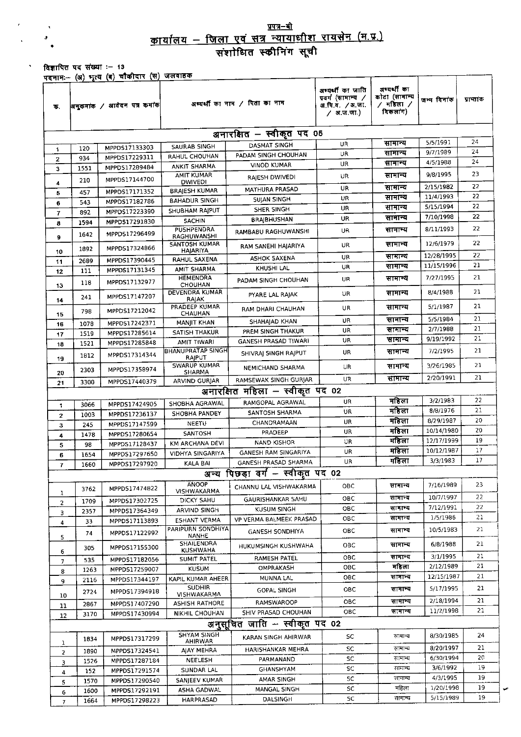प्रपत्र–बी

# कार्यालय – जिला एवं सत्र न्यायाधीश रायसेन (म.प्र.)

## संशोधित स्क्रीनिंग सूची

विज्ञापित पद संख्या :– 13

पदनामः– (अ) भृत्य (ब) चौकीदार (स) जलवाहक

| क. | अनुक्रमांक / आवेदन पत्र क्रमांक | | अभ्यर्थी का नाम / पिता का नाम | | अभ्यर्थी का जाति प्रवर्ग (सामान्य / अ.पि.व. /अ.जा. / अ.ज.जा.) | अभ्यर्थी का कोटा (सामान्य / महिला / दिव्यांग) | जन्म दिनांक | प्राप्तांक |
|---|---|---|---|---|---|---|---|---|
| | | | **अनारक्षित – स्वीकृत पद 05** | | | | | |
| 1 | 120 | MPPDS17133303 | SAURAB SINGH | DASMAT SINGH | UR | सामान्य | 5/5/1991 | 24 |
| 2 | 934 | MPPDS17229311 | RAHUL CHOUHAN | PADAM SINGH CHOUHAN | UR | सामान्य | 9/7/1989 | 24 |
| 3 | 1551 | MPPDS17289484 | ANKIT SHARMA | VINOD KUMAR | UR | सामान्य | 4/5/1988 | 24 |
| 4 | 210 | MPPDS17144700 | AMIT KUMAR DWIVEDI | RAJESH DWIVEDI | UR | सामान्य | 9/8/1995 | 23 |
| 5 | 457 | MPPDS17171352 | BRAJESH KUMAR | MATHURA PRASAD | UR | सामान्य | 2/15/1982 | 22 |
| 6 | 543 | MPPDS17182786 | BAHADUR SINGH | SUJAN SINGH | UR | सामान्य | 11/4/1993 | 22 |
| 7 | 892 | MPPDS17223390 | SHUBHAM RAJPUT | SHER SINGH | UR | सामान्य | 5/15/1994 | 22 |
| 8 | 1594 | MPPDS17291830 | SACHIN | BRAJBHUSHAN | UR | सामान्य | 7/10/1998 | 22 |
| 9 | 1642 | MPPDS17296499 | PUSHPENDRA RAGHUWANSHI | RAMBABU RAGHUWANSHI | UR | सामान्य | 8/11/1993 | 22 |
| 10 | 1892 | MPPDS17324866 | SANTOSH KUMAR HAJARIYA | RAM SANEHI HAJARIYA | UR | सामान्य | 12/6/1979 | 22 |
| 11 | 2689 | MPPDS17390445 | RAHUL SAXENA | ASHOK SAXENA | UR | सामान्य | 12/28/1995 | 22 |
| 12 | 111 | MPPDS17131345 | AMIT SHARMA | KHUSHI LAL | UR | सामान्य | 11/15/1996 | 21 |
| 13 | 118 | MPPDS17132977 | HEMENDRA CHOUHAN | PADAM SINGH CHOUHAN | UR | सामान्य | 7/27/1995 | 21 |
| 14 | 241 | MPPDS17147207 | DEVENDRA KUMAR RAJAK | PYARE LAL RAJAK | UR | सामान्य | 8/4/1988 | 21 |
| 15 | 798 | MPPDS17212042 | PRADEEP KUMAR CHAUHAN | RAM DHARI CHAUHAN | UR | सामान्य | 5/1/1987 | 21 |
| 16 | 1078 | MPPDS17242371 | MANJIT KHAN | SHAHAJAD KHAN | UR | सामान्य | 5/5/1984 | 21 |
| 17 | 1519 | MPPDS17285614 | SATISH THAKUR | PREM SINGH THAKUR | UR | सामान्य | 2/7/1988 | 21 |
| 18 | 1521 | MPPDS17285848 | AMIT TIWARI | GANESH PRASAD TIWARI | UR | सामान्य | 9/19/1992 | 21 |
| 19 | 1812 | MPPDS17314344 | BHANUPRATAP SINGH RAJPUT | SHIVRAJ SINGH RAJPUT | UR | सामान्य | 7/2/1995 | 21 |
| 20 | 2303 | MPPDS17358974 | SWARUP KUMAR SHARMA | NEMICHAND SHARMA | UR | सामान्य | 3/26/1985 | 21 |
| 21 | 3300 | MPPDS17440379 | ARVIND GURJAR | RAMSEWAK SINGH GURJAR | UR | सामान्य | 2/20/1991 | 21 |
| | | | **अनारक्षित महिला – स्वीकृत पद 02** | | | | | |
| 1 | 3066 | MPPDS17424905 | SHOBHA AGRAWAL | RAMGOPAL AGRAWAL | UR | महिला | 3/2/1983 | 22 |
| 2 | 1003 | MPPDS17236137 | SHOBHA PANDEY | SANTOSH SHARMA | UR | महिला | 8/8/1976 | 21 |
| 3 | 245 | MPPDS17147599 | NEETU | CHANDRAMAAN | UR | महिला | 8/29/1987 | 20 |
| 4 | 1478 | MPPDS17280654 | SANTOSH | PRADEEP | UR | महिला | 10/14/1980 | 20 |
| 5 | 98 | MPPDS17128437 | KM ARCHANA DEVI | NAND KISHOR | UR | महिला | 12/17/1999 | 19 |
| 6 | 1654 | MPPDS17297650 | VIDHYA SINGARIYA | GANESH RAM SINGARIYA | UR | महिला | 10/12/1987 | 17 |
| 7 | 1660 | MPPDS17297920 | KALA BAI | GANESH PRASAD SHARMA | UR | महिला | 3/3/1983 | 17 |
| | | | **अन्य पिछड़ा वर्ग – स्वीकृत पद 02** | | | | | |
| 1 | 3762 | MPPDS17474822 | ANOOP VISHWAKARMA | CHANNU LAL VISHWAKARMA | OBC | सामान्य | 7/16/1989 | 23 |
| 2 | 1709 | MPPDS17302725 | DICKY SAHU | GAURISHANKAR SAHU | OBC | सामान्य | 10/7/1997 | 22 |
| 3 | 2357 | MPPDS17364349 | ARVIND SINGH | KUSUM SINGH | OBC | सामान्य | 7/12/1991 | 22 |
| 4 | 33 | MPPDS17113893 | ESHANT VERMA | VP VERMA BALMEEK PRASAD | OBC | सामान्य | 1/5/1986 | 21 |
| 5 | 74 | MPPDS17122992 | PARIPURN SONDHIYA NANHE | GANESH SONDHIYA | OBC | सामान्य | 10/5/1983 | 21 |
| 6 | 305 | MPPDS17155300 | SHAILENDRA KUSHWAHA | HUKUMSINGH KUSHWAHA | OBC | सामान्य | 6/8/1988 | 21 |
| 7 | 535 | MPPDS17182056 | SUMIT PATEL | RAMESH PATEL | OBC | सामान्य | 3/1/1995 | 21 |
| 8 | 1263 | MPPDS17259007 | KUSUM | OMPRAKASH | OBC | महिला | 2/12/1989 | 21 |
| 9 | 2116 | MPPDS17344197 | KAPIL KUMAR AHEER | MUNNA LAL | OBC | सामान्य | 12/15/1987 | 21 |
| 10 | 2724 | MPPDS17394918 | SUDHIR VISHWAKARMA | GOPAL SINGH | OBC | सामान्य | 5/17/1995 | 21 |
| 11 | 2867 | MPPDS17407290 | ASHISH RATHORE | RAMSWAROOP | OBC | सामान्य | 2/18/1994 | 21 |
| 12 | 3170 | MPPDS17430994 | NIKHIL CHOUHAN | SHIV PRASAD CHOUHAN | OBC | सामान्य | 11/2/1998 | 21 |
| | | | **अनुसूचित जाति – स्वीकृत पद 02** | | | | | |
| 1 | 1834 | MPPDS17317299 | SHYAM SINGH AHIRWAR | KARAN SINGH AHIRWAR | SC | सामान्य | 8/30/1985 | 24 |
| 2 | 1890 | MPPDS17324541 | AJAY MEHRA | HARISHANKAR MEHRA | SC | सामान्य | 8/20/1997 | 21 |
| 3 | 1526 | MPPDS17287184 | NEELESH | PARMANAND | SC | सामान्य | 6/30/1994 | 20 |
| 4 | 152 | MPPDS17291574 | SUNDAR LAL | GHANSHYAM | SC | सामान्य | 3/6/1992 | 19 |
| 5 | 1570 | MPPDS17290540 | SANJEEV KUMAR | AMAR SINGH | SC | सामान्य | 4/3/1995 | 19 |
| 6 | 1600 | MPPDS17292191 | ASHA GADWAL | MANGAL SINGH | SC | महिला | 1/20/1998 | 19 |
| 7 | 1664 | MPPDS17298223 | HARPRASAD | DALSINGH | SC | सामान्य | 5/15/1989 | 19 |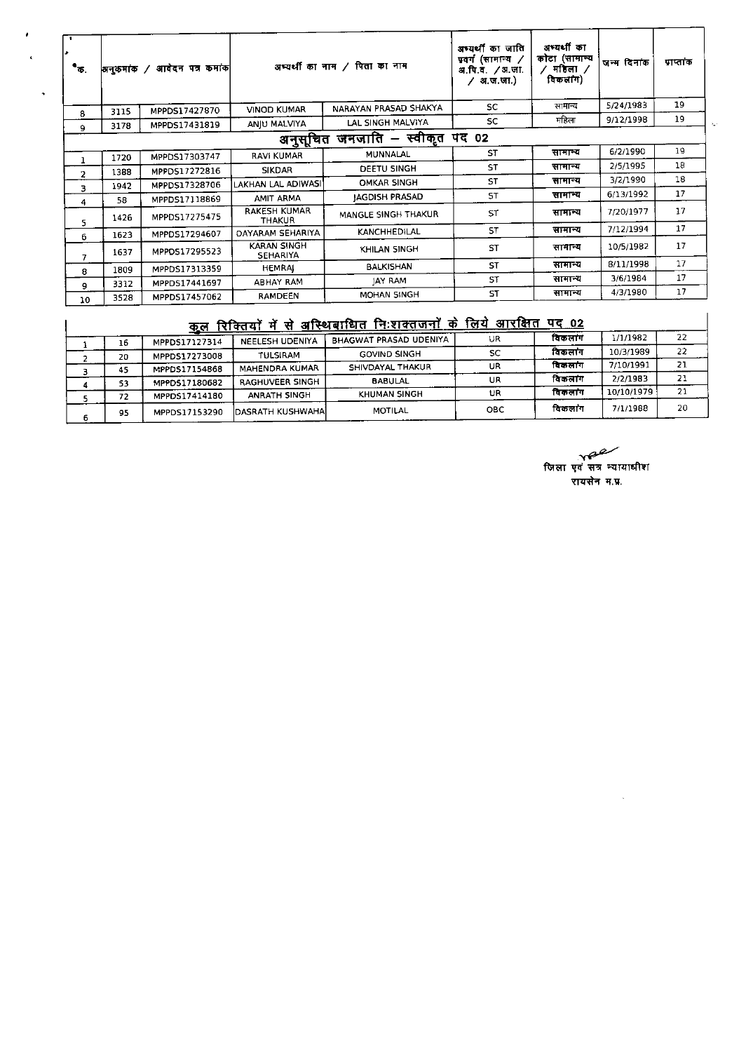| क्र. | अनुक्रमांक / आवेदन पत्र क्रमांक | | अभ्यर्थी का नाम / पिता का नाम | | अभ्यर्थी का जाति प्रवर्ग (सामान्य / अ.पि.व. / अ.जा. / अ.ज.जा.) | अभ्यर्थी का कोटा (सामान्य / महिला / विकलांग) | जन्म दिनांक | प्राप्तांक |
|---|---|---|---|---|---|---|---|---|
| 8 | 3115 | MPPDS17427870 | VINOD KUMAR | NARAYAN PRASAD SHAKYA | SC | सामान्य | 5/24/1983 | 19 |
| 9 | 3178 | MPPDS17431819 | ANJU MALVIYA | LAL SINGH MALVIYA | SC | महिला | 9/12/1998 | 19 |
| **अनुसूचित जनजाति – स्वीकृत पद 02** | | | | | | | | |
| 1 | 1720 | MPPDS17303747 | RAVI KUMAR | MUNNALAL | ST | सामान्य | 6/2/1990 | 19 |
| 2 | 1388 | MPPDS17272816 | SIKDAR | DEETU SINGH | ST | सामान्य | 2/5/1995 | 18 |
| 3 | 1942 | MPPDS17328706 | LAKHAN LAL ADIWASI | OMKAR SINGH | ST | सामान्य | 3/2/1990 | 18 |
| 4 | 58 | MPPDS17118869 | AMIT ARMA | JAGDISH PRASAD | ST | सामान्य | 6/13/1992 | 17 |
| 5 | 1426 | MPPDS17275475 | RAKESH KUMAR THAKUR | MANGLE SINGH THAKUR | ST | सामान्य | 7/20/1977 | 17 |
| 6 | 1623 | MPPDS17294607 | DAYARAM SEHARIYA | KANCHHEDILAL | ST | सामान्य | 7/12/1994 | 17 |
| 7 | 1637 | MPPDS17295523 | KARAN SINGH SEHARIYA | KHILAN SINGH | ST | सामान्य | 10/5/1982 | 17 |
| 8 | 1809 | MPPDS17313359 | HEMRAJ | BALKISHAN | ST | सामान्य | 8/11/1998 | 17 |
| 9 | 3312 | MPPDS17441697 | ABHAY RAM | JAY RAM | ST | सामान्य | 3/6/1984 | 17 |
| 10 | 3528 | MPPDS17457062 | RAMDEEN | MOHAN SINGH | ST | सामान्य | 4/3/1980 | 17 |

**कुल रिक्तियों में से अस्थिबाधित निःशक्तजनों के लिये आरक्षित पद 02**

| क्र. | अनुक्रमांक | आवेदन पत्र क्रमांक | अभ्यर्थी का नाम | पिता का नाम | जाति प्रवर्ग | कोटा | जन्म दिनांक | प्राप्तांक |
|---|---|---|---|---|---|---|---|---|
| 1 | 16 | MPPDS17127314 | NEELESH UDENIYA | BHAGWAT PRASAD UDENIYA | UR | विकलांग | 1/1/1982 | 22 |
| 2 | 20 | MPPDS17273008 | TULSIRAM | GOVIND SINGH | SC | विकलांग | 10/3/1989 | 22 |
| 3 | 45 | MPPDS17154868 | MAHENDRA KUMAR | SHIVDAYAL THAKUR | UR | विकलांग | 7/10/1991 | 21 |
| 4 | 53 | MPPDS17180682 | RAGHUVEER SINGH | BABULAL | UR | विकलांग | 2/2/1983 | 21 |
| 5 | 72 | MPPDS17414180 | ANRATH SINGH | KHUMAN SINGH | UR | विकलांग | 10/10/1979 | 21 |
| 6 | 95 | MPPDS17153290 | DASRATH KUSHWAHA | MOTILAL | OBC | विकलांग | 7/1/1988 | 20 |

जिला एवं सत्र न्यायाधीश
रायसेन म.प्र.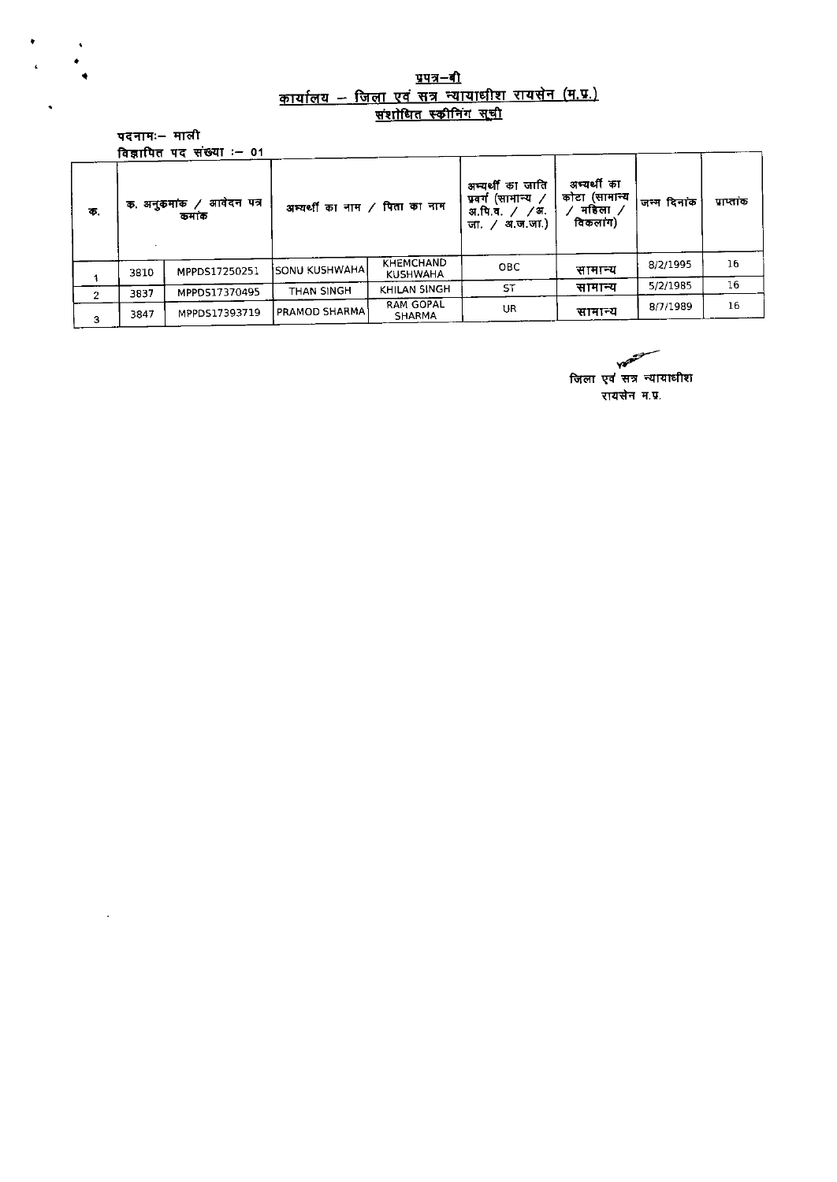**प्रपत्र–बी**

**कार्यालय – जिला एवं सत्र न्यायाधीश रायसेन (म.प्र.)**

**संशोधित स्क्रीनिंग सूची**

पदनामः– माली

विज्ञापित पद संख्या :– 01

| क. | क. अनुक्रमांक / आवेदन पत्र क्रमांक | | अभ्यर्थी का नाम / पिता का नाम | | अभ्यर्थी का जाति प्रवर्ग (सामान्य / अ.पि.व. / /अ. जा. / अ.ज.जा.) | अभ्यर्थी का कोटा (सामान्य / महिला / विकलांग) | जन्म दिनांक | प्राप्तांक |
|---|---|---|---|---|---|---|---|---|
| 1 | 3810 | MPPDS17250251 | SONU KUSHWAHA | KHEMCHAND KUSHWAHA | OBC | सामान्य | 8/2/1995 | 16 |
| 2 | 3837 | MPPDS17370495 | THAN SINGH | KHILAN SINGH | ST | सामान्य | 5/2/1985 | 16 |
| 3 | 3847 | MPPDS17393719 | PRAMOD SHARMA | RAM GOPAL SHARMA | UR | सामान्य | 8/7/1989 | 16 |

जिला एवं सत्र न्यायाधीश

रायसेन म.प्र.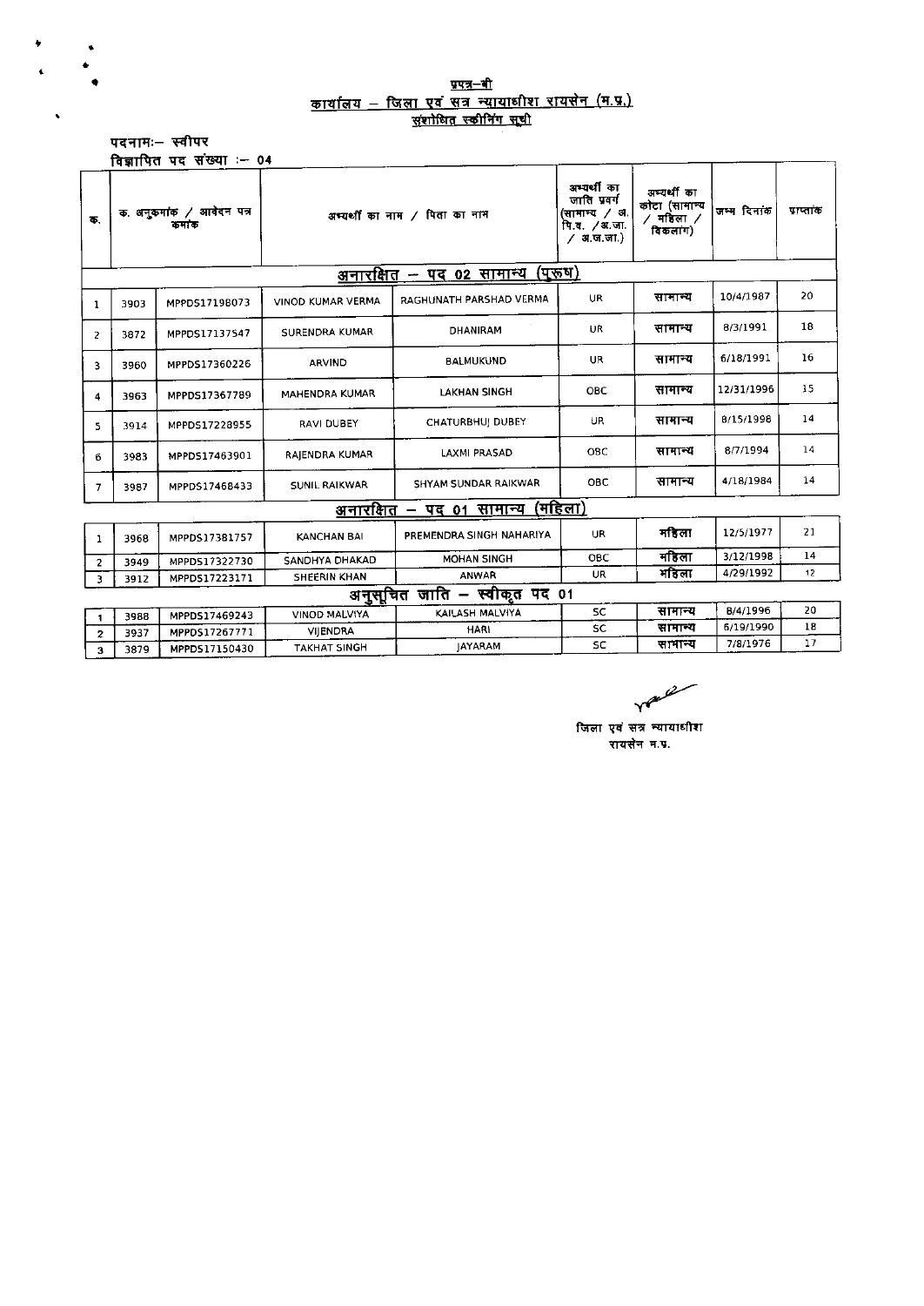**प्रपत्र–बी**

**कार्यालय – जिला एवं सत्र न्यायाधीश रायसेन (म.प्र.)**

**संशोधित स्कीनिंग सूची**

पदनामः– स्वीपर

विज्ञापित पद संख्या :– 04

| क्र. | क्र. अनुक्रमांक / आवेदन पत्र क्रमांक | | अभ्यर्थी का नाम / पिता का नाम | | अभ्यर्थी का जाति प्रवर्ग (सामान्य / अ.पि.व. / अ.जा. / अ.ज.जा.) | अभ्यर्थी का कोटा (सामान्य / महिला / विकलांग) | जन्म दिनांक | प्राप्तांक |
|---|---|---|---|---|---|---|---|---|
| **अनारक्षित – पद 02 सामान्य (पुरूष)** | | | | | | | | |
| 1 | 3903 | MPPDS17198073 | VINOD KUMAR VERMA | RAGHUNATH PARSHAD VERMA | UR | सामान्य | 10/4/1987 | 20 |
| 2 | 3872 | MPPDS17137547 | SURENDRA KUMAR | DHANIRAM | UR | सामान्य | 8/3/1991 | 18 |
| 3 | 3960 | MPPDS17360226 | ARVIND | BALMUKUND | UR | सामान्य | 6/18/1991 | 16 |
| 4 | 3963 | MPPDS17367789 | MAHENDRA KUMAR | LAKHAN SINGH | OBC | सामान्य | 12/31/1996 | 15 |
| 5 | 3914 | MPPDS17228955 | RAVI DUBEY | CHATURBHUJ DUBEY | UR | सामान्य | 8/15/1998 | 14 |
| 6 | 3983 | MPPDS17463901 | RAJENDRA KUMAR | LAXMI PRASAD | OBC | सामान्य | 8/7/1994 | 14 |
| 7 | 3987 | MPPDS17468433 | SUNIL RAIKWAR | SHYAM SUNDAR RAIKWAR | OBC | सामान्य | 4/18/1984 | 14 |
| **अनारक्षित – पद 01 सामान्य (महिला)** | | | | | | | | |
| 1 | 3968 | MPPDS17381757 | KANCHAN BAI | PREMENDRA SINGH NAHARIYA | UR | महिला | 12/5/1977 | 21 |
| 2 | 3949 | MPPDS17322730 | SANDHYA DHAKAD | MOHAN SINGH | OBC | महिला | 3/12/1998 | 14 |
| 3 | 3912 | MPPDS17223171 | SHEERIN KHAN | ANWAR | UR | महिला | 4/29/1992 | 12 |
| **अनुसूचित जाति – स्वीकृत पद 01** | | | | | | | | |
| 1 | 3988 | MPPDS17469243 | VINOD MALVIYA | KAILASH MALVIYA | SC | सामान्य | 8/4/1996 | 20 |
| 2 | 3937 | MPPDS17267771 | VIJENDRA | HARI | SC | सामान्य | 6/19/1990 | 18 |
| 3 | 3879 | MPPDS17150430 | TAKHAT SINGH | JAYARAM | SC | सामान्य | 7/8/1976 | 17 |

जिला एवं सत्र न्यायाधीश
रायसेन म.प्र.